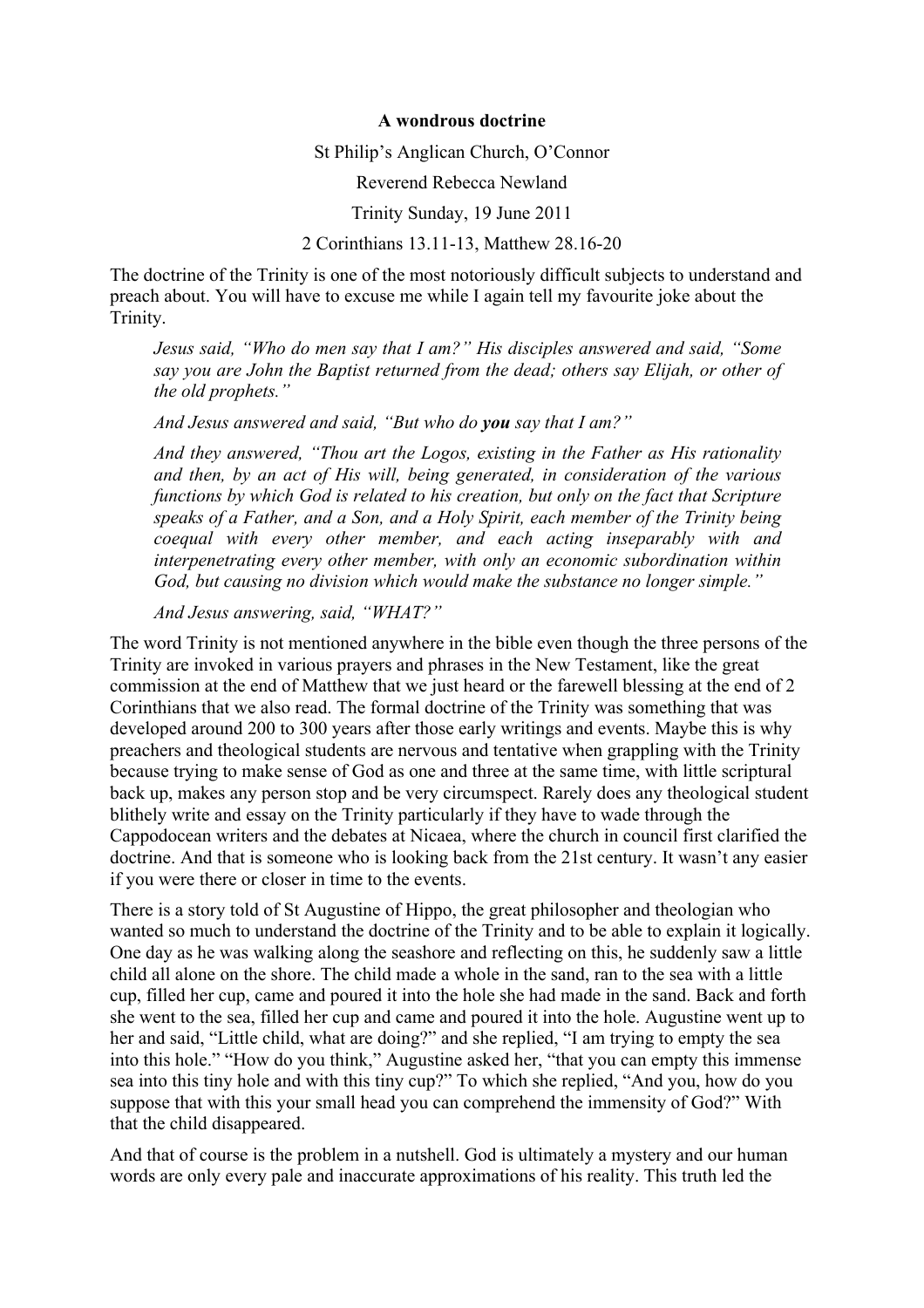**A wondrous doctrine**

St Philip's Anglican Church, O'Connor

Reverend Rebecca Newland

Trinity Sunday, 19 June 2011

2 Corinthians 13.11-13, Matthew 28.16-20

The doctrine of the Trinity is one of the most notoriously difficult subjects to understand and preach about. You will have to excuse me while I again tell my favourite joke about the Trinity.

> *Jesus said, "Who do men say that I am?" His disciples answered and said, "Some say you are John the Baptist returned from the dead; others say Elijah, or other of the old prophets."*
>
> *And Jesus answered and said, "But who do **you** say that I am?"*
>
> *And they answered, "Thou art the Logos, existing in the Father as His rationality and then, by an act of His will, being generated, in consideration of the various functions by which God is related to his creation, but only on the fact that Scripture speaks of a Father, and a Son, and a Holy Spirit, each member of the Trinity being coequal with every other member, and each acting inseparably with and interpenetrating every other member, with only an economic subordination within God, but causing no division which would make the substance no longer simple."*
>
> *And Jesus answering, said, "WHAT?"*

The word Trinity is not mentioned anywhere in the bible even though the three persons of the Trinity are invoked in various prayers and phrases in the New Testament, like the great commission at the end of Matthew that we just heard or the farewell blessing at the end of 2 Corinthians that we also read. The formal doctrine of the Trinity was something that was developed around 200 to 300 years after those early writings and events. Maybe this is why preachers and theological students are nervous and tentative when grappling with the Trinity because trying to make sense of God as one and three at the same time, with little scriptural back up, makes any person stop and be very circumspect. Rarely does any theological student blithely write and essay on the Trinity particularly if they have to wade through the Cappodocean writers and the debates at Nicaea, where the church in council first clarified the doctrine. And that is someone who is looking back from the 21st century. It wasn't any easier if you were there or closer in time to the events.

There is a story told of St Augustine of Hippo, the great philosopher and theologian who wanted so much to understand the doctrine of the Trinity and to be able to explain it logically. One day as he was walking along the seashore and reflecting on this, he suddenly saw a little child all alone on the shore. The child made a whole in the sand, ran to the sea with a little cup, filled her cup, came and poured it into the hole she had made in the sand. Back and forth she went to the sea, filled her cup and came and poured it into the hole. Augustine went up to her and said, "Little child, what are doing?" and she replied, "I am trying to empty the sea into this hole." "How do you think," Augustine asked her, "that you can empty this immense sea into this tiny hole and with this tiny cup?" To which she replied, "And you, how do you suppose that with this your small head you can comprehend the immensity of God?" With that the child disappeared.

And that of course is the problem in a nutshell. God is ultimately a mystery and our human words are only every pale and inaccurate approximations of his reality. This truth led the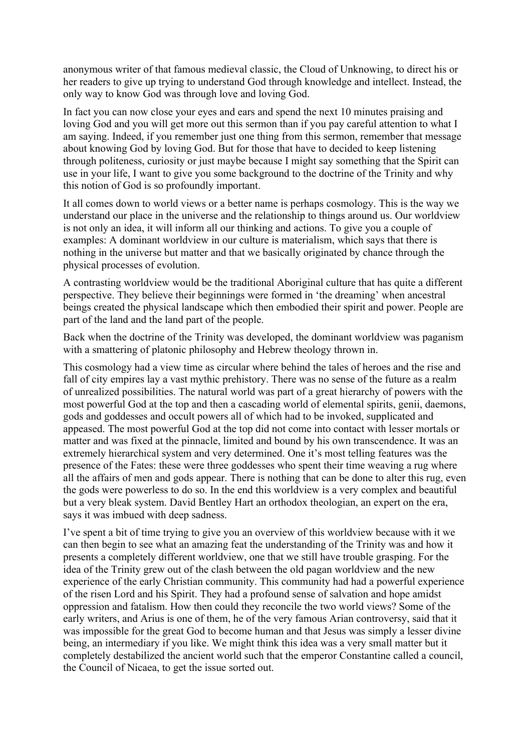anonymous writer of that famous medieval classic, the Cloud of Unknowing, to direct his or her readers to give up trying to understand God through knowledge and intellect. Instead, the only way to know God was through love and loving God.

In fact you can now close your eyes and ears and spend the next 10 minutes praising and loving God and you will get more out this sermon than if you pay careful attention to what I am saying. Indeed, if you remember just one thing from this sermon, remember that message about knowing God by loving God. But for those that have to decided to keep listening through politeness, curiosity or just maybe because I might say something that the Spirit can use in your life, I want to give you some background to the doctrine of the Trinity and why this notion of God is so profoundly important.

It all comes down to world views or a better name is perhaps cosmology. This is the way we understand our place in the universe and the relationship to things around us. Our worldview is not only an idea, it will inform all our thinking and actions. To give you a couple of examples: A dominant worldview in our culture is materialism, which says that there is nothing in the universe but matter and that we basically originated by chance through the physical processes of evolution.

A contrasting worldview would be the traditional Aboriginal culture that has quite a different perspective. They believe their beginnings were formed in 'the dreaming' when ancestral beings created the physical landscape which then embodied their spirit and power. People are part of the land and the land part of the people.

Back when the doctrine of the Trinity was developed, the dominant worldview was paganism with a smattering of platonic philosophy and Hebrew theology thrown in.

This cosmology had a view time as circular where behind the tales of heroes and the rise and fall of city empires lay a vast mythic prehistory. There was no sense of the future as a realm of unrealized possibilities. The natural world was part of a great hierarchy of powers with the most powerful God at the top and then a cascading world of elemental spirits, genii, daemons, gods and goddesses and occult powers all of which had to be invoked, supplicated and appeased. The most powerful God at the top did not come into contact with lesser mortals or matter and was fixed at the pinnacle, limited and bound by his own transcendence. It was an extremely hierarchical system and very determined. One it's most telling features was the presence of the Fates: these were three goddesses who spent their time weaving a rug where all the affairs of men and gods appear. There is nothing that can be done to alter this rug, even the gods were powerless to do so. In the end this worldview is a very complex and beautiful but a very bleak system. David Bentley Hart an orthodox theologian, an expert on the era, says it was imbued with deep sadness.

I've spent a bit of time trying to give you an overview of this worldview because with it we can then begin to see what an amazing feat the understanding of the Trinity was and how it presents a completely different worldview, one that we still have trouble grasping. For the idea of the Trinity grew out of the clash between the old pagan worldview and the new experience of the early Christian community. This community had had a powerful experience of the risen Lord and his Spirit. They had a profound sense of salvation and hope amidst oppression and fatalism. How then could they reconcile the two world views? Some of the early writers, and Arius is one of them, he of the very famous Arian controversy, said that it was impossible for the great God to become human and that Jesus was simply a lesser divine being, an intermediary if you like. We might think this idea was a very small matter but it completely destabilized the ancient world such that the emperor Constantine called a council, the Council of Nicaea, to get the issue sorted out.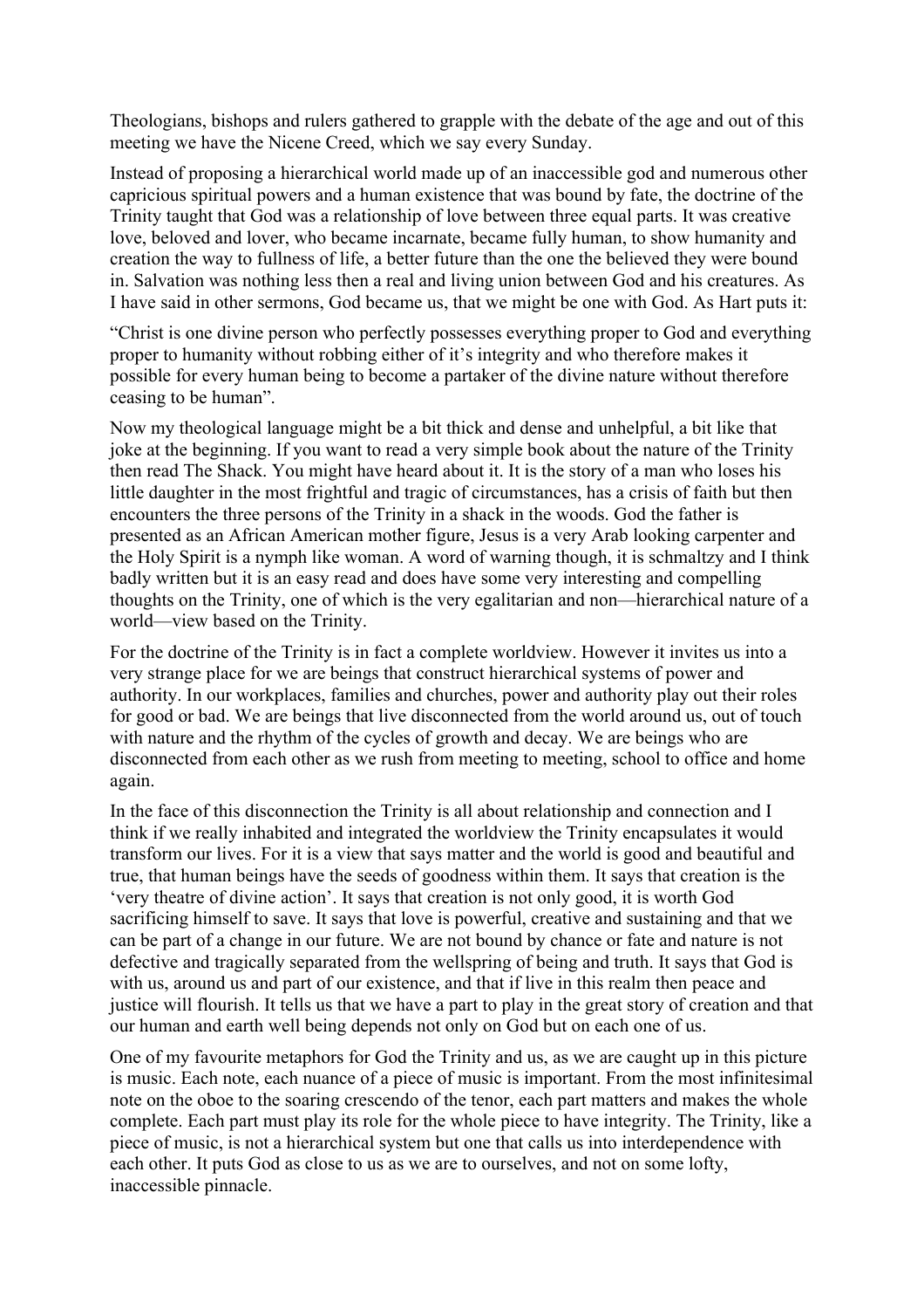Theologians, bishops and rulers gathered to grapple with the debate of the age and out of this meeting we have the Nicene Creed, which we say every Sunday.

Instead of proposing a hierarchical world made up of an inaccessible god and numerous other capricious spiritual powers and a human existence that was bound by fate, the doctrine of the Trinity taught that God was a relationship of love between three equal parts. It was creative love, beloved and lover, who became incarnate, became fully human, to show humanity and creation the way to fullness of life, a better future than the one the believed they were bound in. Salvation was nothing less then a real and living union between God and his creatures. As I have said in other sermons, God became us, that we might be one with God. As Hart puts it:

"Christ is one divine person who perfectly possesses everything proper to God and everything proper to humanity without robbing either of it's integrity and who therefore makes it possible for every human being to become a partaker of the divine nature without therefore ceasing to be human".

Now my theological language might be a bit thick and dense and unhelpful, a bit like that joke at the beginning. If you want to read a very simple book about the nature of the Trinity then read The Shack. You might have heard about it. It is the story of a man who loses his little daughter in the most frightful and tragic of circumstances, has a crisis of faith but then encounters the three persons of the Trinity in a shack in the woods. God the father is presented as an African American mother figure, Jesus is a very Arab looking carpenter and the Holy Spirit is a nymph like woman. A word of warning though, it is schmaltzy and I think badly written but it is an easy read and does have some very interesting and compelling thoughts on the Trinity, one of which is the very egalitarian and non—hierarchical nature of a world—view based on the Trinity.

For the doctrine of the Trinity is in fact a complete worldview. However it invites us into a very strange place for we are beings that construct hierarchical systems of power and authority. In our workplaces, families and churches, power and authority play out their roles for good or bad. We are beings that live disconnected from the world around us, out of touch with nature and the rhythm of the cycles of growth and decay. We are beings who are disconnected from each other as we rush from meeting to meeting, school to office and home again.

In the face of this disconnection the Trinity is all about relationship and connection and I think if we really inhabited and integrated the worldview the Trinity encapsulates it would transform our lives. For it is a view that says matter and the world is good and beautiful and true, that human beings have the seeds of goodness within them. It says that creation is the 'very theatre of divine action'. It says that creation is not only good, it is worth God sacrificing himself to save. It says that love is powerful, creative and sustaining and that we can be part of a change in our future. We are not bound by chance or fate and nature is not defective and tragically separated from the wellspring of being and truth. It says that God is with us, around us and part of our existence, and that if live in this realm then peace and justice will flourish. It tells us that we have a part to play in the great story of creation and that our human and earth well being depends not only on God but on each one of us.

One of my favourite metaphors for God the Trinity and us, as we are caught up in this picture is music. Each note, each nuance of a piece of music is important. From the most infinitesimal note on the oboe to the soaring crescendo of the tenor, each part matters and makes the whole complete. Each part must play its role for the whole piece to have integrity. The Trinity, like a piece of music, is not a hierarchical system but one that calls us into interdependence with each other. It puts God as close to us as we are to ourselves, and not on some lofty, inaccessible pinnacle.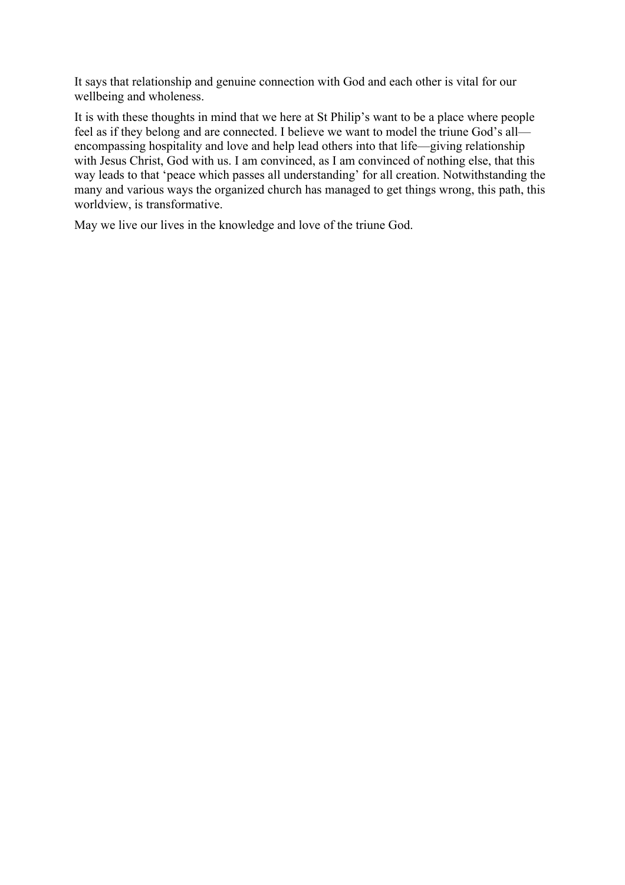It says that relationship and genuine connection with God and each other is vital for our wellbeing and wholeness.

It is with these thoughts in mind that we here at St Philip's want to be a place where people feel as if they belong and are connected. I believe we want to model the triune God's all—encompassing hospitality and love and help lead others into that life—giving relationship with Jesus Christ, God with us. I am convinced, as I am convinced of nothing else, that this way leads to that 'peace which passes all understanding' for all creation. Notwithstanding the many and various ways the organized church has managed to get things wrong, this path, this worldview, is transformative.

May we live our lives in the knowledge and love of the triune God.